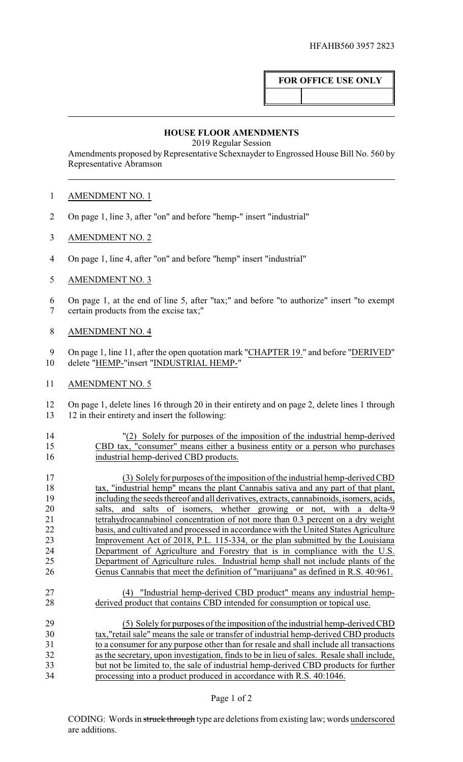HFAHB560 3957 2823

**FOR OFFICE USE ONLY**

## HOUSE FLOOR AMENDMENTS

2019 Regular Session

Amendments proposed by Representative Schexnayder to Engrossed House Bill No. 560 by Representative Abramson

AMENDMENT NO. 1

On page 1, line 3, after "on" and before "hemp-" insert "industrial"

AMENDMENT NO. 2

On page 1, line 4, after "on" and before "hemp" insert "industrial"

AMENDMENT NO. 3

On page 1, at the end of line 5, after "tax;" and before "to authorize" insert "to exempt certain products from the excise tax;"

AMENDMENT NO. 4

On page 1, line 11, after the open quotation mark "CHAPTER 19." and before "DERIVED" delete "HEMP-"insert "INDUSTRIAL HEMP-"

AMENDMENT NO. 5

On page 1, delete lines 16 through 20 in their entirety and on page 2, delete lines 1 through 12 in their entirety and insert the following:

"(2) Solely for purposes of the imposition of the industrial hemp-derived CBD tax, "consumer" means either a business entity or a person who purchases industrial hemp-derived CBD products.

(3) Solely for purposes of the imposition of the industrial hemp-derived CBD tax, "industrial hemp" means the plant Cannabis sativa and any part of that plant, including the seeds thereof and all derivatives, extracts, cannabinoids, isomers, acids, salts, and salts of isomers, whether growing or not, with a delta-9 tetrahydrocannabinol concentration of not more than 0.3 percent on a dry weight basis, and cultivated and processed in accordance with the United States Agriculture Improvement Act of 2018, P.L. 115-334, or the plan submitted by the Louisiana Department of Agriculture and Forestry that is in compliance with the U.S. Department of Agriculture rules. Industrial hemp shall not include plants of the Genus Cannabis that meet the definition of "marijuana" as defined in R.S. 40:961.

(4) "Industrial hemp-derived CBD product" means any industrial hemp-derived product that contains CBD intended for consumption or topical use.

(5) Solely for purposes of the imposition of the industrial hemp-derived CBD tax,"retail sale" means the sale or transfer of industrial hemp-derived CBD products to a consumer for any purpose other than for resale and shall include all transactions as the secretary, upon investigation, finds to be in lieu of sales. Resale shall include, but not be limited to, the sale of industrial hemp-derived CBD products for further processing into a product produced in accordance with R.S. 40:1046.

CODING: Words in ~~struck through~~ type are deletions from existing law; words underscored are additions.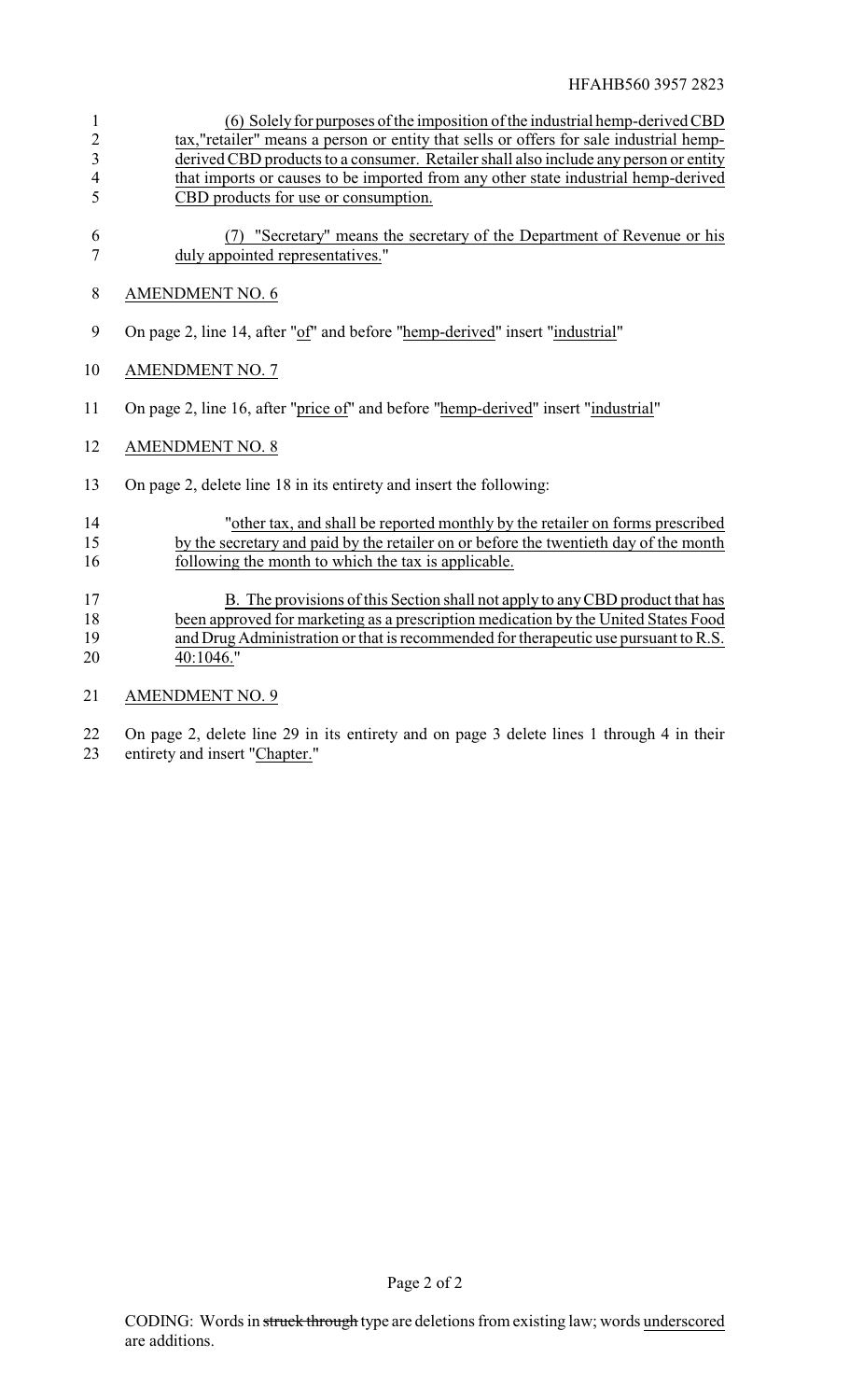(6) Solely for purposes of the imposition of the industrial hemp-derived CBD tax,"retailer" means a person or entity that sells or offers for sale industrial hemp-derived CBD products to a consumer. Retailer shall also include any person or entity that imports or causes to be imported from any other state industrial hemp-derived CBD products for use or consumption.

(7) "Secretary" means the secretary of the Department of Revenue or his duly appointed representatives."

AMENDMENT NO. 6

On page 2, line 14, after "of" and before "hemp-derived" insert "industrial"

AMENDMENT NO. 7

On page 2, line 16, after "price of" and before "hemp-derived" insert "industrial"

AMENDMENT NO. 8

On page 2, delete line 18 in its entirety and insert the following:

"other tax, and shall be reported monthly by the retailer on forms prescribed by the secretary and paid by the retailer on or before the twentieth day of the month following the month to which the tax is applicable.

B. The provisions of this Section shall not apply to any CBD product that has been approved for marketing as a prescription medication by the United States Food and Drug Administration or that is recommended for therapeutic use pursuant to R.S. 40:1046."

AMENDMENT NO. 9

On page 2, delete line 29 in its entirety and on page 3 delete lines 1 through 4 in their entirety and insert "Chapter."

CODING: Words in ~~struck through~~ type are deletions from existing law; words underscored are additions.